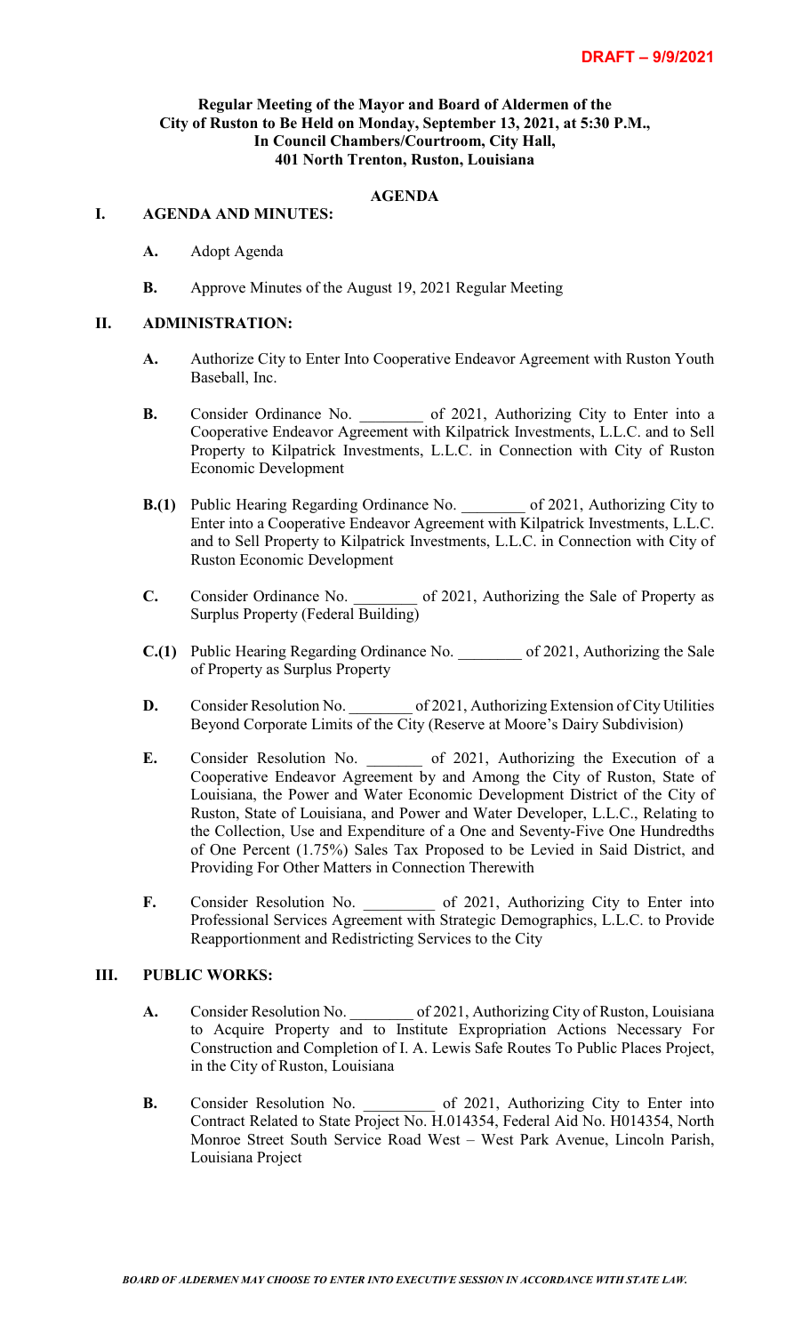**DRAFT – 9/9/2021**

**Regular Meeting of the Mayor and Board of Aldermen of the City of Ruston to Be Held on Monday, September 13, 2021, at 5:30 P.M., In Council Chambers/Courtroom, City Hall, 401 North Trenton, Ruston, Louisiana**

**AGENDA**

## I. AGENDA AND MINUTES:

**A.** Adopt Agenda

**B.** Approve Minutes of the August 19, 2021 Regular Meeting

## II. ADMINISTRATION:

**A.** Authorize City to Enter Into Cooperative Endeavor Agreement with Ruston Youth Baseball, Inc.

**B.** Consider Ordinance No. ________ of 2021, Authorizing City to Enter into a Cooperative Endeavor Agreement with Kilpatrick Investments, L.L.C. and to Sell Property to Kilpatrick Investments, L.L.C. in Connection with City of Ruston Economic Development

**B.(1)** Public Hearing Regarding Ordinance No. ________ of 2021, Authorizing City to Enter into a Cooperative Endeavor Agreement with Kilpatrick Investments, L.L.C. and to Sell Property to Kilpatrick Investments, L.L.C. in Connection with City of Ruston Economic Development

**C.** Consider Ordinance No. ________ of 2021, Authorizing the Sale of Property as Surplus Property (Federal Building)

**C.(1)** Public Hearing Regarding Ordinance No. ________ of 2021, Authorizing the Sale of Property as Surplus Property

**D.** Consider Resolution No. ________ of 2021, Authorizing Extension of City Utilities Beyond Corporate Limits of the City (Reserve at Moore's Dairy Subdivision)

**E.** Consider Resolution No. _______ of 2021, Authorizing the Execution of a Cooperative Endeavor Agreement by and Among the City of Ruston, State of Louisiana, the Power and Water Economic Development District of the City of Ruston, State of Louisiana, and Power and Water Developer, L.L.C., Relating to the Collection, Use and Expenditure of a One and Seventy-Five One Hundredths of One Percent (1.75%) Sales Tax Proposed to be Levied in Said District, and Providing For Other Matters in Connection Therewith

**F.** Consider Resolution No. _________ of 2021, Authorizing City to Enter into Professional Services Agreement with Strategic Demographics, L.L.C. to Provide Reapportionment and Redistricting Services to the City

## III. PUBLIC WORKS:

**A.** Consider Resolution No. ________ of 2021, Authorizing City of Ruston, Louisiana to Acquire Property and to Institute Expropriation Actions Necessary For Construction and Completion of I. A. Lewis Safe Routes To Public Places Project, in the City of Ruston, Louisiana

**B.** Consider Resolution No. _________ of 2021, Authorizing City to Enter into Contract Related to State Project No. H.014354, Federal Aid No. H014354, North Monroe Street South Service Road West – West Park Avenue, Lincoln Parish, Louisiana Project

***BOARD OF ALDERMEN MAY CHOOSE TO ENTER INTO EXECUTIVE SESSION IN ACCORDANCE WITH STATE LAW.***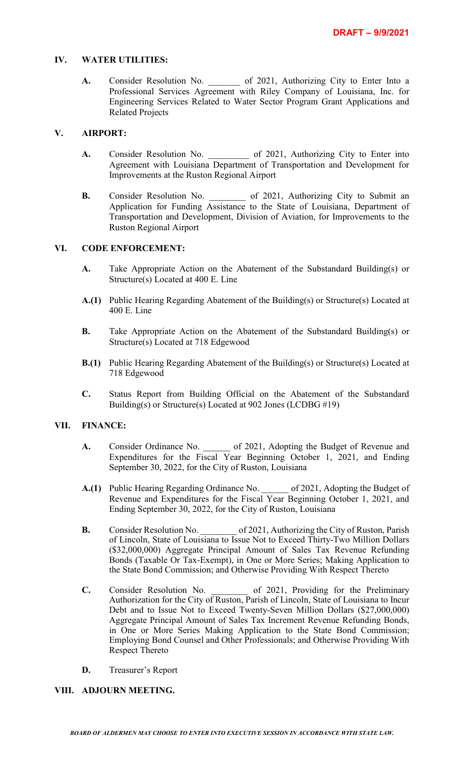**DRAFT – 9/9/2021**

**IV. WATER UTILITIES:**

**A.** Consider Resolution No. _______ of 2021, Authorizing City to Enter Into a Professional Services Agreement with Riley Company of Louisiana, Inc. for Engineering Services Related to Water Sector Program Grant Applications and Related Projects

**V. AIRPORT:**

**A.** Consider Resolution No. _________ of 2021, Authorizing City to Enter into Agreement with Louisiana Department of Transportation and Development for Improvements at the Ruston Regional Airport

**B.** Consider Resolution No. ________ of 2021, Authorizing City to Submit an Application for Funding Assistance to the State of Louisiana, Department of Transportation and Development, Division of Aviation, for Improvements to the Ruston Regional Airport

**VI. CODE ENFORCEMENT:**

**A.** Take Appropriate Action on the Abatement of the Substandard Building(s) or Structure(s) Located at 400 E. Line

**A.(1)** Public Hearing Regarding Abatement of the Building(s) or Structure(s) Located at 400 E. Line

**B.** Take Appropriate Action on the Abatement of the Substandard Building(s) or Structure(s) Located at 718 Edgewood

**B.(1)** Public Hearing Regarding Abatement of the Building(s) or Structure(s) Located at 718 Edgewood

**C.** Status Report from Building Official on the Abatement of the Substandard Building(s) or Structure(s) Located at 902 Jones (LCDBG #19)

**VII. FINANCE:**

**A.** Consider Ordinance No. ______ of 2021, Adopting the Budget of Revenue and Expenditures for the Fiscal Year Beginning October 1, 2021, and Ending September 30, 2022, for the City of Ruston, Louisiana

**A.(1)** Public Hearing Regarding Ordinance No. ______ of 2021, Adopting the Budget of Revenue and Expenditures for the Fiscal Year Beginning October 1, 2021, and Ending September 30, 2022, for the City of Ruston, Louisiana

**B.** Consider Resolution No. ________ of 2021, Authorizing the City of Ruston, Parish of Lincoln, State of Louisiana to Issue Not to Exceed Thirty-Two Million Dollars ($32,000,000) Aggregate Principal Amount of Sales Tax Revenue Refunding Bonds (Taxable Or Tax-Exempt), in One or More Series; Making Application to the State Bond Commission; and Otherwise Providing With Respect Thereto

**C.** Consider Resolution No. ________ of 2021, Providing for the Preliminary Authorization for the City of Ruston, Parish of Lincoln, State of Louisiana to Incur Debt and to Issue Not to Exceed Twenty-Seven Million Dollars ($27,000,000) Aggregate Principal Amount of Sales Tax Increment Revenue Refunding Bonds, in One or More Series Making Application to the State Bond Commission; Employing Bond Counsel and Other Professionals; and Otherwise Providing With Respect Thereto

**D.** Treasurer's Report

**VIII. ADJOURN MEETING.**

***BOARD OF ALDERMEN MAY CHOOSE TO ENTER INTO EXECUTIVE SESSION IN ACCORDANCE WITH STATE LAW.***